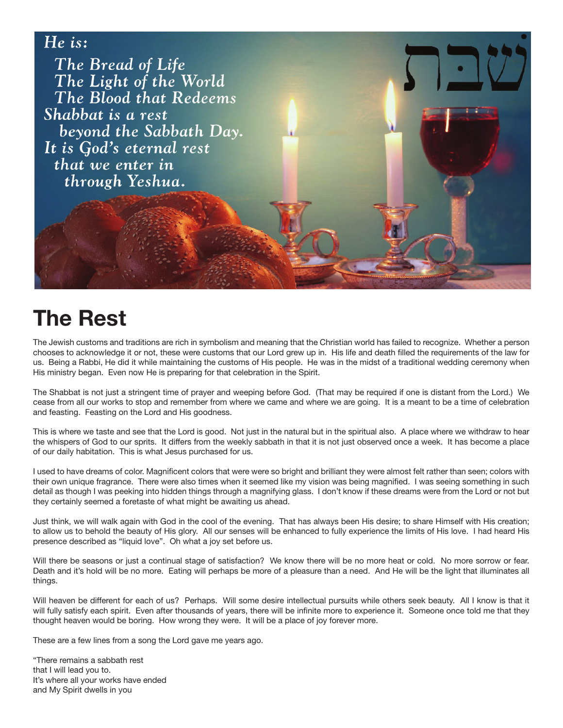*He is:*

*The Bread of Life*
*The Light of the World*
*The Blood that Redeems*
*Shabbat is a rest*
*beyond the Sabbath Day.*
*It is God's eternal rest*
*that we enter in*
*through Yeshua.*

שבת

# The Rest

The Jewish customs and traditions are rich in symbolism and meaning that the Christian world has failed to recognize. Whether a person chooses to acknowledge it or not, these were customs that our Lord grew up in. His life and death filled the requirements of the law for us. Being a Rabbi, He did it while maintaining the customs of His people. He was in the midst of a traditional wedding ceremony when His ministry began. Even now He is preparing for that celebration in the Spirit.

The Shabbat is not just a stringent time of prayer and weeping before God. (That may be required if one is distant from the Lord.) We cease from all our works to stop and remember from where we came and where we are going. It is a meant to be a time of celebration and feasting. Feasting on the Lord and His goodness.

This is where we taste and see that the Lord is good. Not just in the natural but in the spiritual also. A place where we withdraw to hear the whispers of God to our sprits. It differs from the weekly sabbath in that it is not just observed once a week. It has become a place of our daily habitation. This is what Jesus purchased for us.

I used to have dreams of color. Magnificent colors that were were so bright and brilliant they were almost felt rather than seen; colors with their own unique fragrance. There were also times when it seemed like my vision was being magnified. I was seeing something in such detail as though I was peeking into hidden things through a magnifying glass. I don't know if these dreams were from the Lord or not but they certainly seemed a foretaste of what might be awaiting us ahead.

Just think, we will walk again with God in the cool of the evening. That has always been His desire; to share Himself with His creation; to allow us to behold the beauty of His glory. All our senses will be enhanced to fully experience the limits of His love. I had heard His presence described as "liquid love". Oh what a joy set before us.

Will there be seasons or just a continual stage of satisfaction? We know there will be no more heat or cold. No more sorrow or fear. Death and it's hold will be no more. Eating will perhaps be more of a pleasure than a need. And He will be the light that illuminates all things.

Will heaven be different for each of us? Perhaps. Will some desire intellectual pursuits while others seek beauty. All I know is that it will fully satisfy each spirit. Even after thousands of years, there will be infinite more to experience it. Someone once told me that they thought heaven would be boring. How wrong they were. It will be a place of joy forever more.

These are a few lines from a song the Lord gave me years ago.

"There remains a sabbath rest
that I will lead you to.
It's where all your works have ended
and My Spirit dwells in you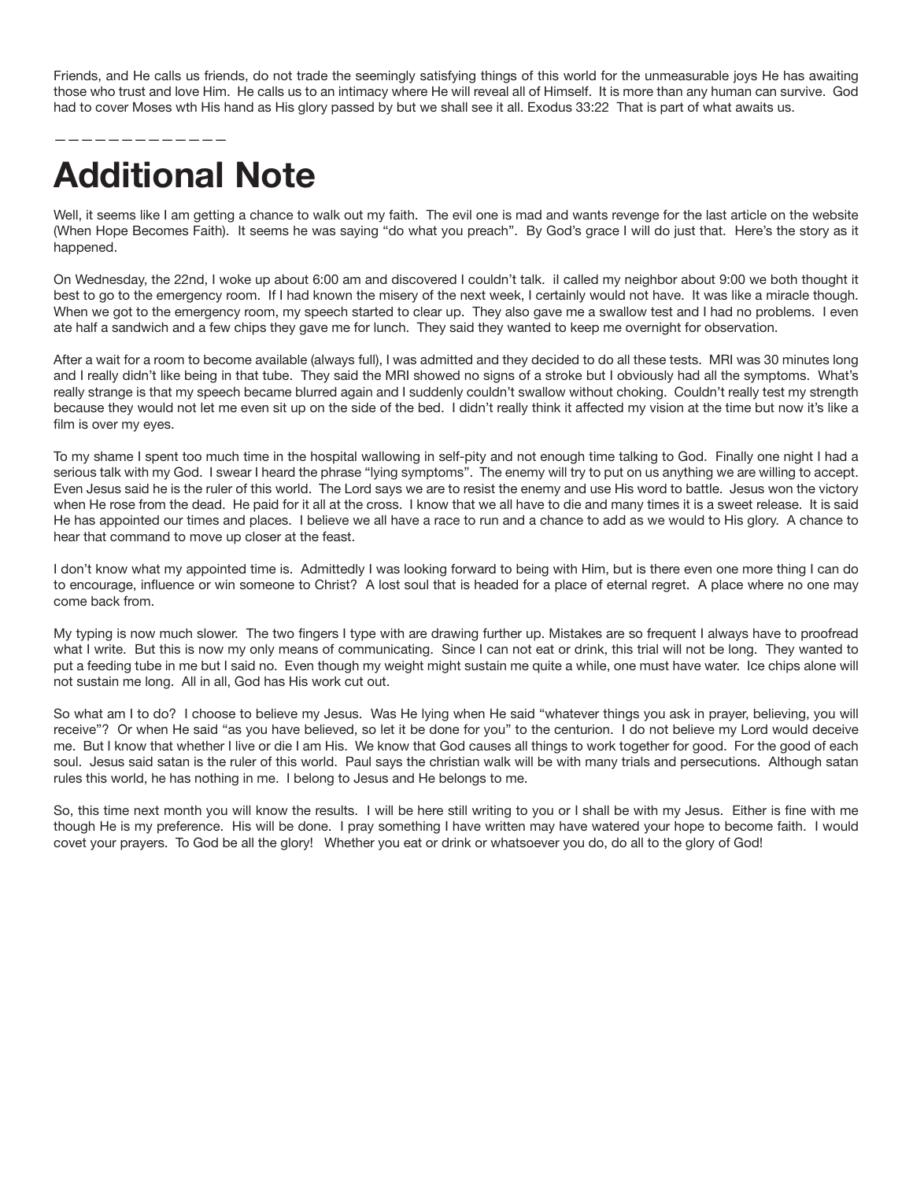Friends, and He calls us friends, do not trade the seemingly satisfying things of this world for the unmeasurable joys He has awaiting those who trust and love Him. He calls us to an intimacy where He will reveal all of Himself. It is more than any human can survive. God had to cover Moses wth His hand as His glory passed by but we shall see it all. Exodus 33:22 That is part of what awaits us.

——————————————

# Additional Note

Well, it seems like I am getting a chance to walk out my faith. The evil one is mad and wants revenge for the last article on the website (When Hope Becomes Faith). It seems he was saying "do what you preach". By God's grace I will do just that. Here's the story as it happened.

On Wednesday, the 22nd, I woke up about 6:00 am and discovered I couldn't talk. iI called my neighbor about 9:00 we both thought it best to go to the emergency room. If I had known the misery of the next week, I certainly would not have. It was like a miracle though. When we got to the emergency room, my speech started to clear up. They also gave me a swallow test and I had no problems. I even ate half a sandwich and a few chips they gave me for lunch. They said they wanted to keep me overnight for observation.

After a wait for a room to become available (always full), I was admitted and they decided to do all these tests. MRI was 30 minutes long and I really didn't like being in that tube. They said the MRI showed no signs of a stroke but I obviously had all the symptoms. What's really strange is that my speech became blurred again and I suddenly couldn't swallow without choking. Couldn't really test my strength because they would not let me even sit up on the side of the bed. I didn't really think it affected my vision at the time but now it's like a film is over my eyes.

To my shame I spent too much time in the hospital wallowing in self-pity and not enough time talking to God. Finally one night I had a serious talk with my God. I swear I heard the phrase "lying symptoms". The enemy will try to put on us anything we are willing to accept. Even Jesus said he is the ruler of this world. The Lord says we are to resist the enemy and use His word to battle. Jesus won the victory when He rose from the dead. He paid for it all at the cross. I know that we all have to die and many times it is a sweet release. It is said He has appointed our times and places. I believe we all have a race to run and a chance to add as we would to His glory. A chance to hear that command to move up closer at the feast.

I don't know what my appointed time is. Admittedly I was looking forward to being with Him, but is there even one more thing I can do to encourage, influence or win someone to Christ? A lost soul that is headed for a place of eternal regret. A place where no one may come back from.

My typing is now much slower. The two fingers I type with are drawing further up. Mistakes are so frequent I always have to proofread what I write. But this is now my only means of communicating. Since I can not eat or drink, this trial will not be long. They wanted to put a feeding tube in me but I said no. Even though my weight might sustain me quite a while, one must have water. Ice chips alone will not sustain me long. All in all, God has His work cut out.

So what am I to do? I choose to believe my Jesus. Was He lying when He said "whatever things you ask in prayer, believing, you will receive"? Or when He said "as you have believed, so let it be done for you" to the centurion. I do not believe my Lord would deceive me. But I know that whether I live or die I am His. We know that God causes all things to work together for good. For the good of each soul. Jesus said satan is the ruler of this world. Paul says the christian walk will be with many trials and persecutions. Although satan rules this world, he has nothing in me. I belong to Jesus and He belongs to me.

So, this time next month you will know the results. I will be here still writing to you or I shall be with my Jesus. Either is fine with me though He is my preference. His will be done. I pray something I have written may have watered your hope to become faith. I would covet your prayers. To God be all the glory! Whether you eat or drink or whatsoever you do, do all to the glory of God!